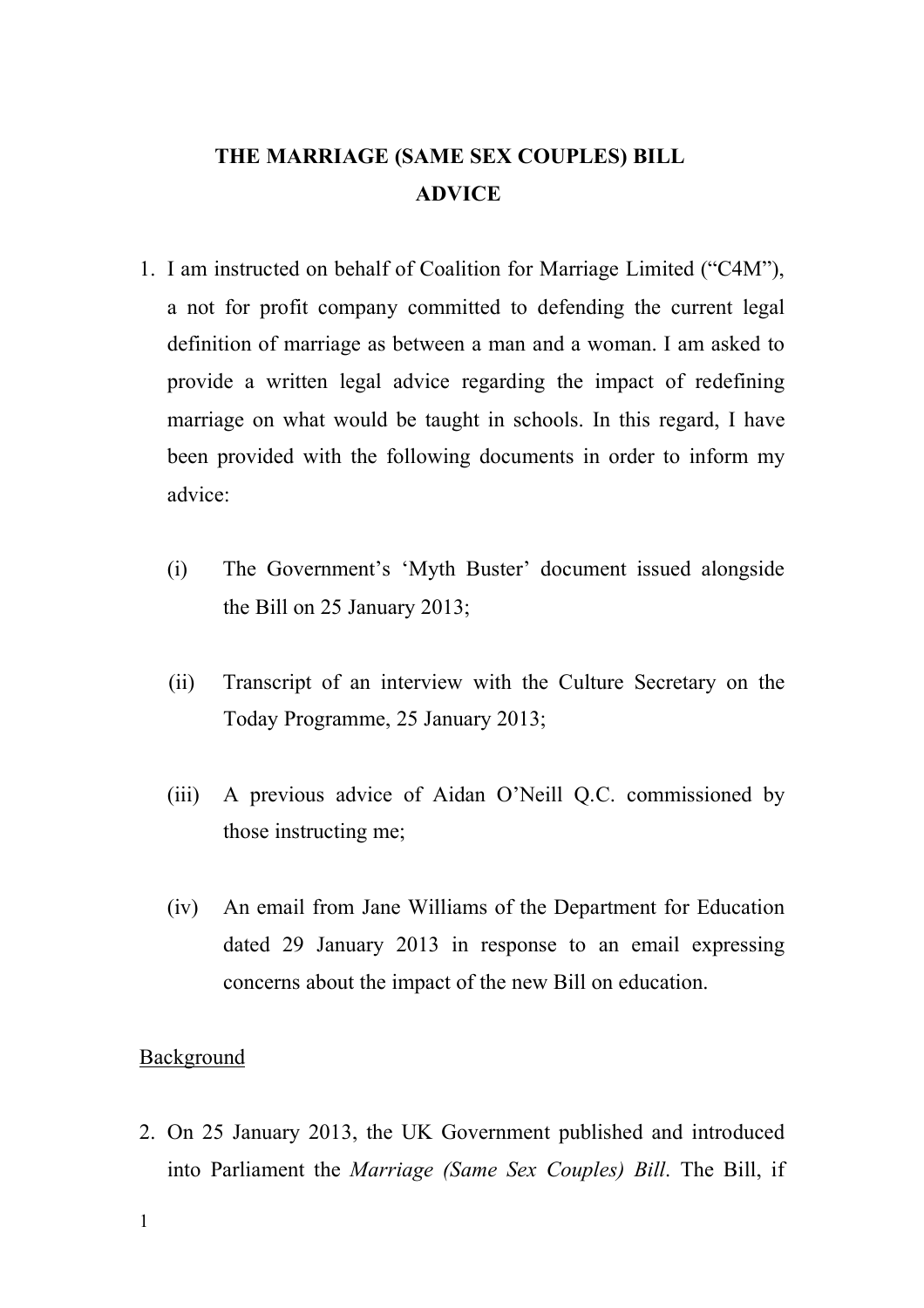# THE MARRIAGE (SAME SEX COUPLES) BILL
## ADVICE

1. I am instructed on behalf of Coalition for Marriage Limited ("C4M"), a not for profit company committed to defending the current legal definition of marriage as between a man and a woman. I am asked to provide a written legal advice regarding the impact of redefining marriage on what would be taught in schools. In this regard, I have been provided with the following documents in order to inform my advice:

   (i) The Government's 'Myth Buster' document issued alongside the Bill on 25 January 2013;

   (ii) Transcript of an interview with the Culture Secretary on the Today Programme, 25 January 2013;

   (iii) A previous advice of Aidan O'Neill Q.C. commissioned by those instructing me;

   (iv) An email from Jane Williams of the Department for Education dated 29 January 2013 in response to an email expressing concerns about the impact of the new Bill on education.

<u>Background</u>

2. On 25 January 2013, the UK Government published and introduced into Parliament the *Marriage (Same Sex Couples) Bill*. The Bill, if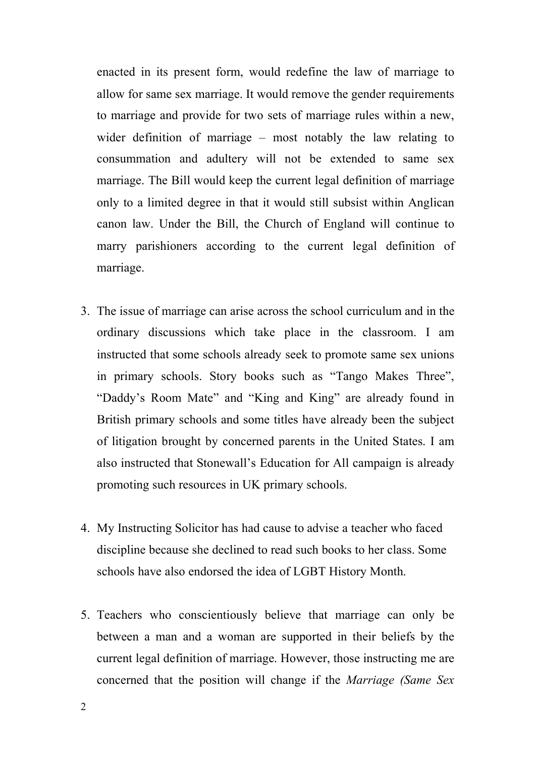enacted in its present form, would redefine the law of marriage to allow for same sex marriage. It would remove the gender requirements to marriage and provide for two sets of marriage rules within a new, wider definition of marriage – most notably the law relating to consummation and adultery will not be extended to same sex marriage. The Bill would keep the current legal definition of marriage only to a limited degree in that it would still subsist within Anglican canon law. Under the Bill, the Church of England will continue to marry parishioners according to the current legal definition of marriage.

3. The issue of marriage can arise across the school curriculum and in the ordinary discussions which take place in the classroom. I am instructed that some schools already seek to promote same sex unions in primary schools. Story books such as "Tango Makes Three", "Daddy's Room Mate" and "King and King" are already found in British primary schools and some titles have already been the subject of litigation brought by concerned parents in the United States. I am also instructed that Stonewall's Education for All campaign is already promoting such resources in UK primary schools.

4. My Instructing Solicitor has had cause to advise a teacher who faced discipline because she declined to read such books to her class. Some schools have also endorsed the idea of LGBT History Month.

5. Teachers who conscientiously believe that marriage can only be between a man and a woman are supported in their beliefs by the current legal definition of marriage. However, those instructing me are concerned that the position will change if the *Marriage (Same Sex*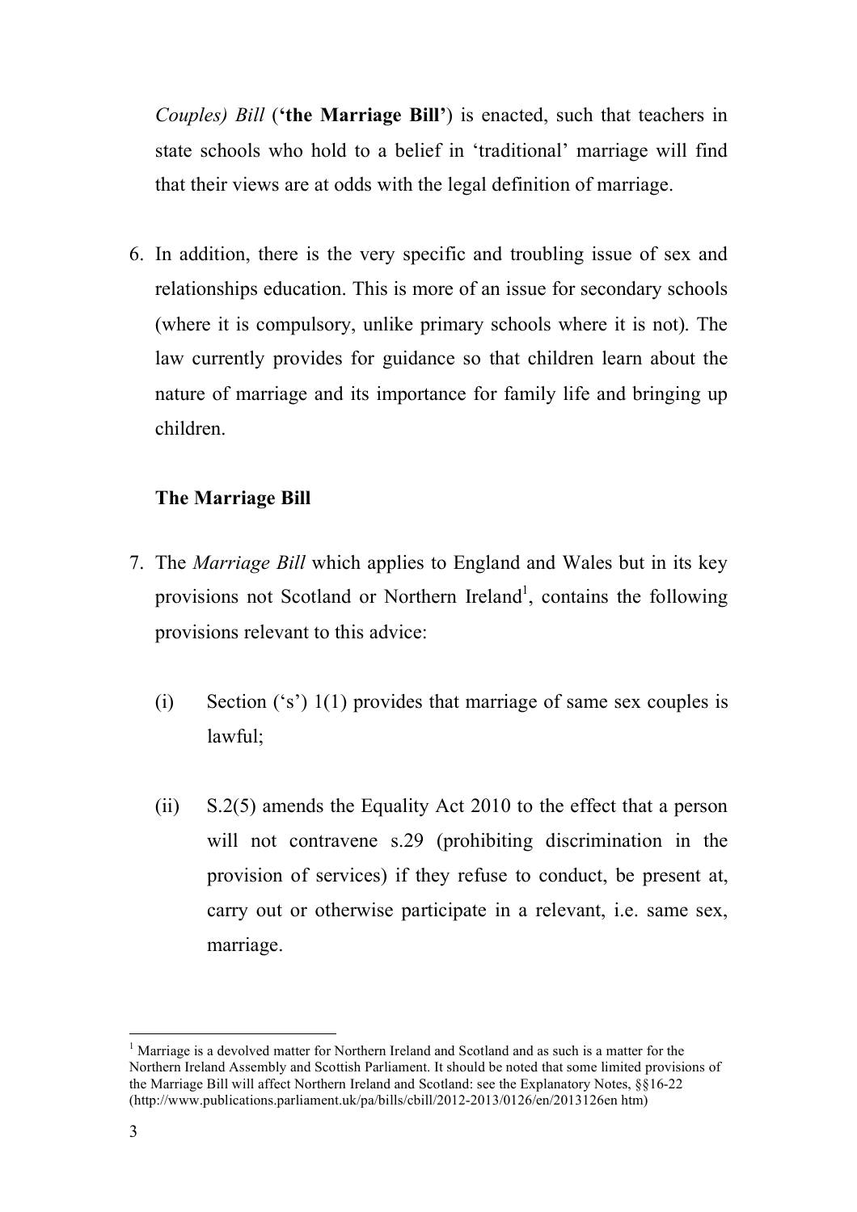*Couples) Bill* (**'the Marriage Bill'**) is enacted, such that teachers in state schools who hold to a belief in 'traditional' marriage will find that their views are at odds with the legal definition of marriage.

6. In addition, there is the very specific and troubling issue of sex and relationships education. This is more of an issue for secondary schools (where it is compulsory, unlike primary schools where it is not). The law currently provides for guidance so that children learn about the nature of marriage and its importance for family life and bringing up children.

**The Marriage Bill**

7. The *Marriage Bill* which applies to England and Wales but in its key provisions not Scotland or Northern Ireland[1], contains the following provisions relevant to this advice:

   (i) Section ('s') 1(1) provides that marriage of same sex couples is lawful;

   (ii) S.2(5) amends the Equality Act 2010 to the effect that a person will not contravene s.29 (prohibiting discrimination in the provision of services) if they refuse to conduct, be present at, carry out or otherwise participate in a relevant, i.e. same sex, marriage.

---

[1] Marriage is a devolved matter for Northern Ireland and Scotland and as such is a matter for the Northern Ireland Assembly and Scottish Parliament. It should be noted that some limited provisions of the Marriage Bill will affect Northern Ireland and Scotland: see the Explanatory Notes, §§16-22 (http://www.publications.parliament.uk/pa/bills/cbill/2012-2013/0126/en/2013126en htm)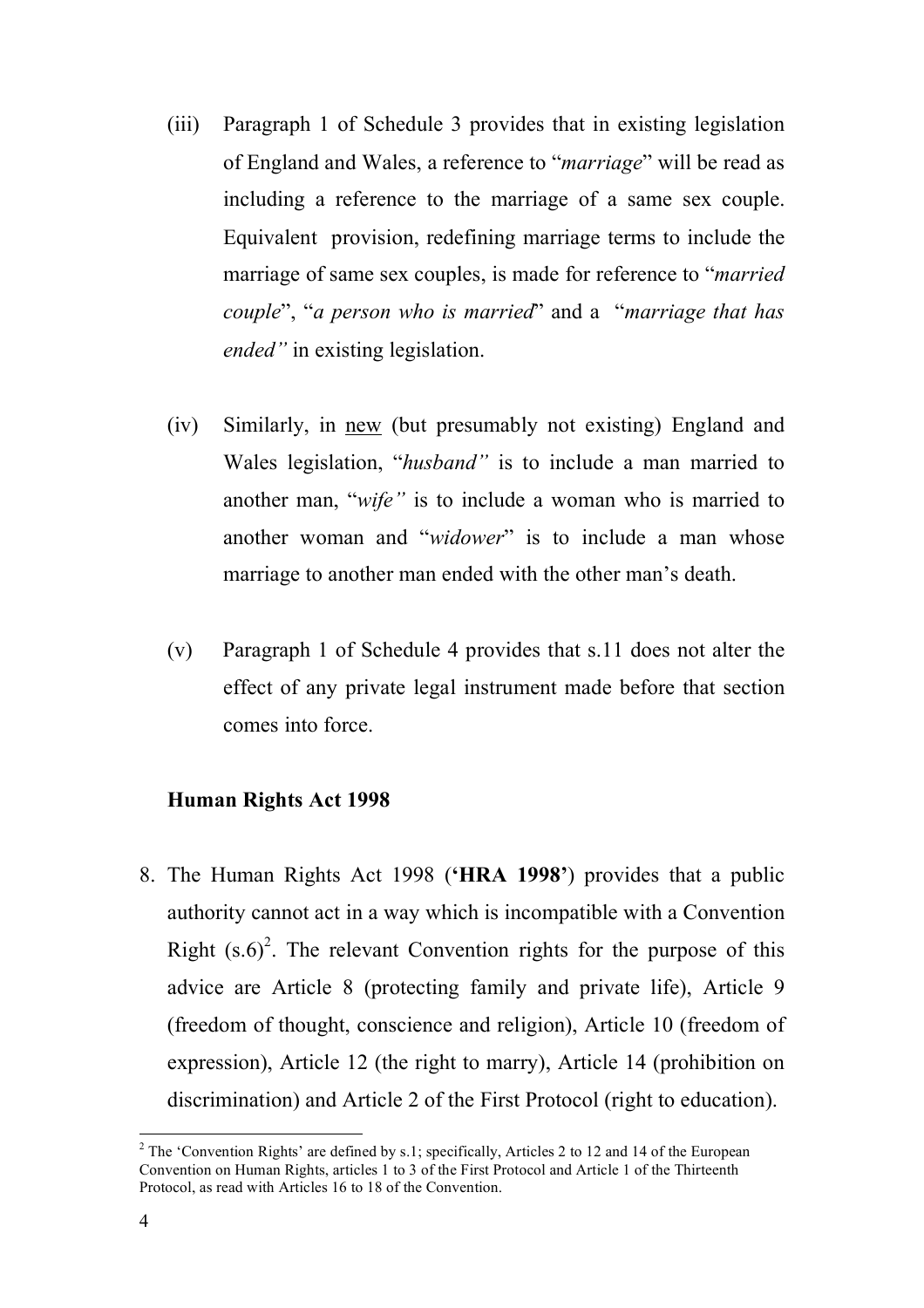(iii) Paragraph 1 of Schedule 3 provides that in existing legislation of England and Wales, a reference to "*marriage*" will be read as including a reference to the marriage of a same sex couple. Equivalent provision, redefining marriage terms to include the marriage of same sex couples, is made for reference to "*married couple*", "*a person who is married*" and a "*marriage that has ended"* in existing legislation.

(iv) Similarly, in <u>new</u> (but presumably not existing) England and Wales legislation, "*husband"* is to include a man married to another man, "*wife"* is to include a woman who is married to another woman and "*widower*" is to include a man whose marriage to another man ended with the other man's death.

(v) Paragraph 1 of Schedule 4 provides that s.11 does not alter the effect of any private legal instrument made before that section comes into force.

**Human Rights Act 1998**

8. The Human Rights Act 1998 (**'HRA 1998'**) provides that a public authority cannot act in a way which is incompatible with a Convention Right (s.6)[2]. The relevant Convention rights for the purpose of this advice are Article 8 (protecting family and private life), Article 9 (freedom of thought, conscience and religion), Article 10 (freedom of expression), Article 12 (the right to marry), Article 14 (prohibition on discrimination) and Article 2 of the First Protocol (right to education).

[2] The 'Convention Rights' are defined by s.1; specifically, Articles 2 to 12 and 14 of the European Convention on Human Rights, articles 1 to 3 of the First Protocol and Article 1 of the Thirteenth Protocol, as read with Articles 16 to 18 of the Convention.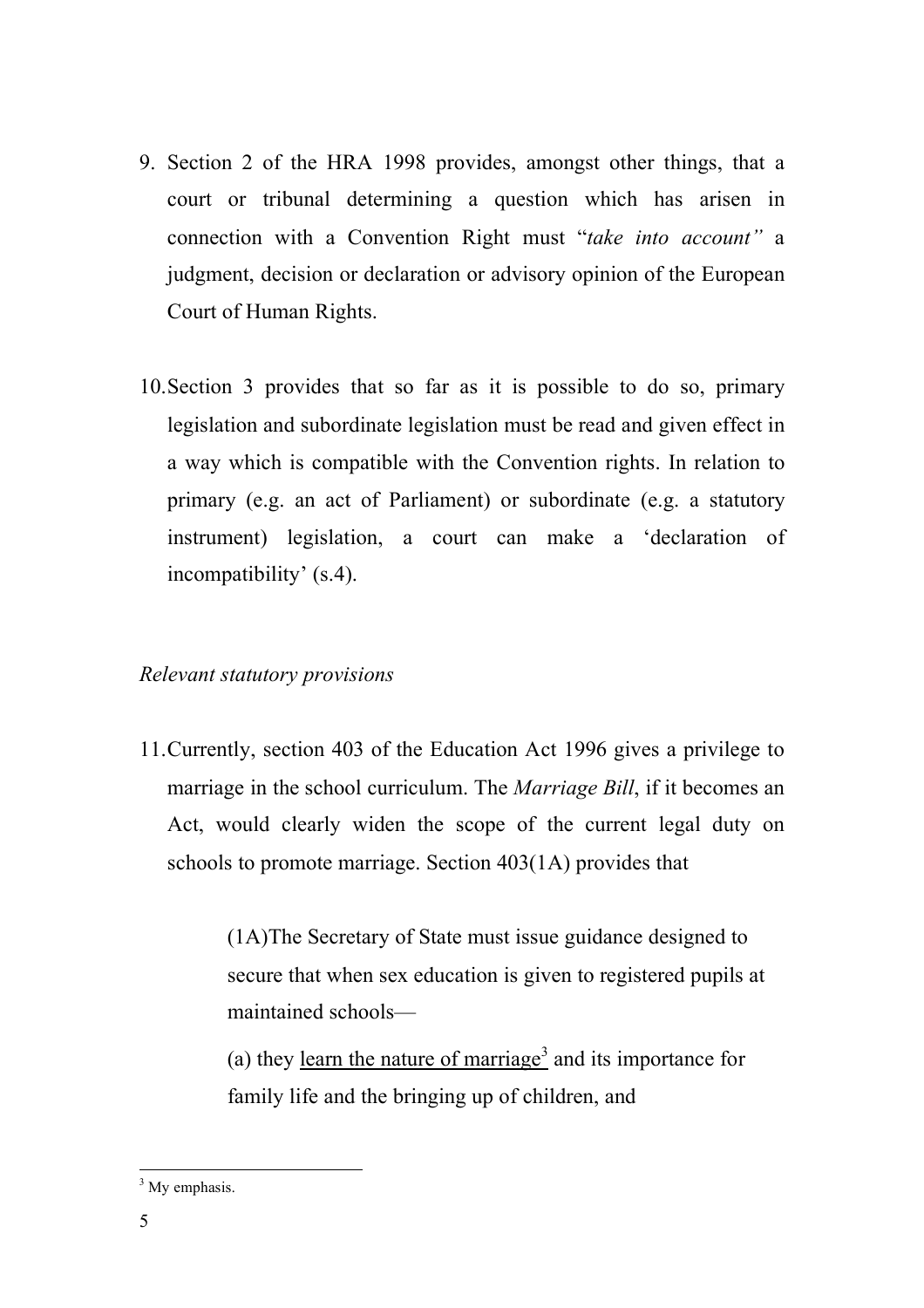9. Section 2 of the HRA 1998 provides, amongst other things, that a court or tribunal determining a question which has arisen in connection with a Convention Right must "*take into account"* a judgment, decision or declaration or advisory opinion of the European Court of Human Rights.

10. Section 3 provides that so far as it is possible to do so, primary legislation and subordinate legislation must be read and given effect in a way which is compatible with the Convention rights. In relation to primary (e.g. an act of Parliament) or subordinate (e.g. a statutory instrument) legislation, a court can make a 'declaration of incompatibility' (s.4).

*Relevant statutory provisions*

11. Currently, section 403 of the Education Act 1996 gives a privilege to marriage in the school curriculum. The *Marriage Bill*, if it becomes an Act, would clearly widen the scope of the current legal duty on schools to promote marriage. Section 403(1A) provides that

> (1A)The Secretary of State must issue guidance designed to secure that when sex education is given to registered pupils at maintained schools—
>
> (a) they <u>learn the nature of marriage</u>[3] and its importance for family life and the bringing up of children, and

---

[3] My emphasis.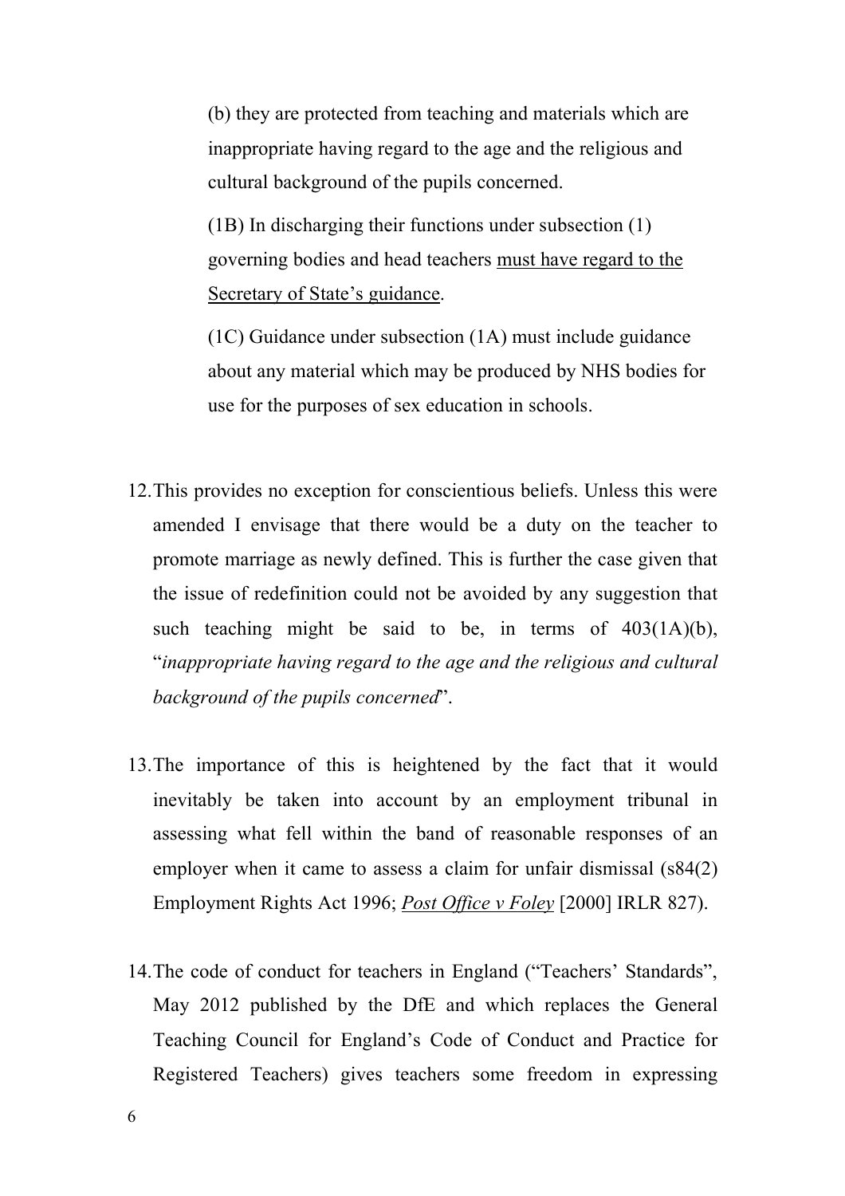(b) they are protected from teaching and materials which are inappropriate having regard to the age and the religious and cultural background of the pupils concerned.

(1B) In discharging their functions under subsection (1) governing bodies and head teachers <u>must have regard to the Secretary of State's guidance</u>.

(1C) Guidance under subsection (1A) must include guidance about any material which may be produced by NHS bodies for use for the purposes of sex education in schools.

12. This provides no exception for conscientious beliefs. Unless this were amended I envisage that there would be a duty on the teacher to promote marriage as newly defined. This is further the case given that the issue of redefinition could not be avoided by any suggestion that such teaching might be said to be, in terms of 403(1A)(b), "*inappropriate having regard to the age and the religious and cultural background of the pupils concerned*".

13. The importance of this is heightened by the fact that it would inevitably be taken into account by an employment tribunal in assessing what fell within the band of reasonable responses of an employer when it came to assess a claim for unfair dismissal (s84(2) Employment Rights Act 1996; <u>*Post Office v Foley*</u> [2000] IRLR 827).

14. The code of conduct for teachers in England ("Teachers' Standards", May 2012 published by the DfE and which replaces the General Teaching Council for England's Code of Conduct and Practice for Registered Teachers) gives teachers some freedom in expressing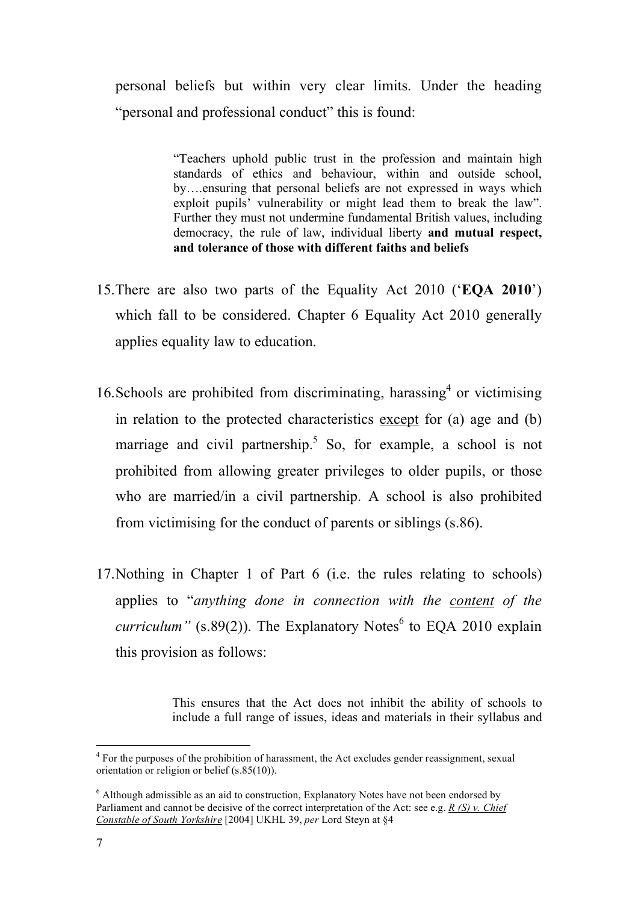personal beliefs but within very clear limits. Under the heading "personal and professional conduct" this is found:

> "Teachers uphold public trust in the profession and maintain high standards of ethics and behaviour, within and outside school, by….ensuring that personal beliefs are not expressed in ways which exploit pupils' vulnerability or might lead them to break the law". Further they must not undermine fundamental British values, including democracy, the rule of law, individual liberty **and mutual respect, and tolerance of those with different faiths and beliefs**

15. There are also two parts of the Equality Act 2010 ('**EQA 2010**') which fall to be considered. Chapter 6 Equality Act 2010 generally applies equality law to education.

16. Schools are prohibited from discriminating, harassing[4] or victimising in relation to the protected characteristics except for (a) age and (b) marriage and civil partnership.[5] So, for example, a school is not prohibited from allowing greater privileges to older pupils, or those who are married/in a civil partnership. A school is also prohibited from victimising for the conduct of parents or siblings (s.86).

17. Nothing in Chapter 1 of Part 6 (i.e. the rules relating to schools) applies to "*anything done in connection with the content of the curriculum"* (s.89(2)). The Explanatory Notes[6] to EQA 2010 explain this provision as follows:

> This ensures that the Act does not inhibit the ability of schools to include a full range of issues, ideas and materials in their syllabus and

---

[4] For the purposes of the prohibition of harassment, the Act excludes gender reassignment, sexual orientation or religion or belief (s.85(10)).

[6] Although admissible as an aid to construction, Explanatory Notes have not been endorsed by Parliament and cannot be decisive of the correct interpretation of the Act: see e.g. *R (S) v. Chief Constable of South Yorkshire* [2004] UKHL 39, *per* Lord Steyn at §4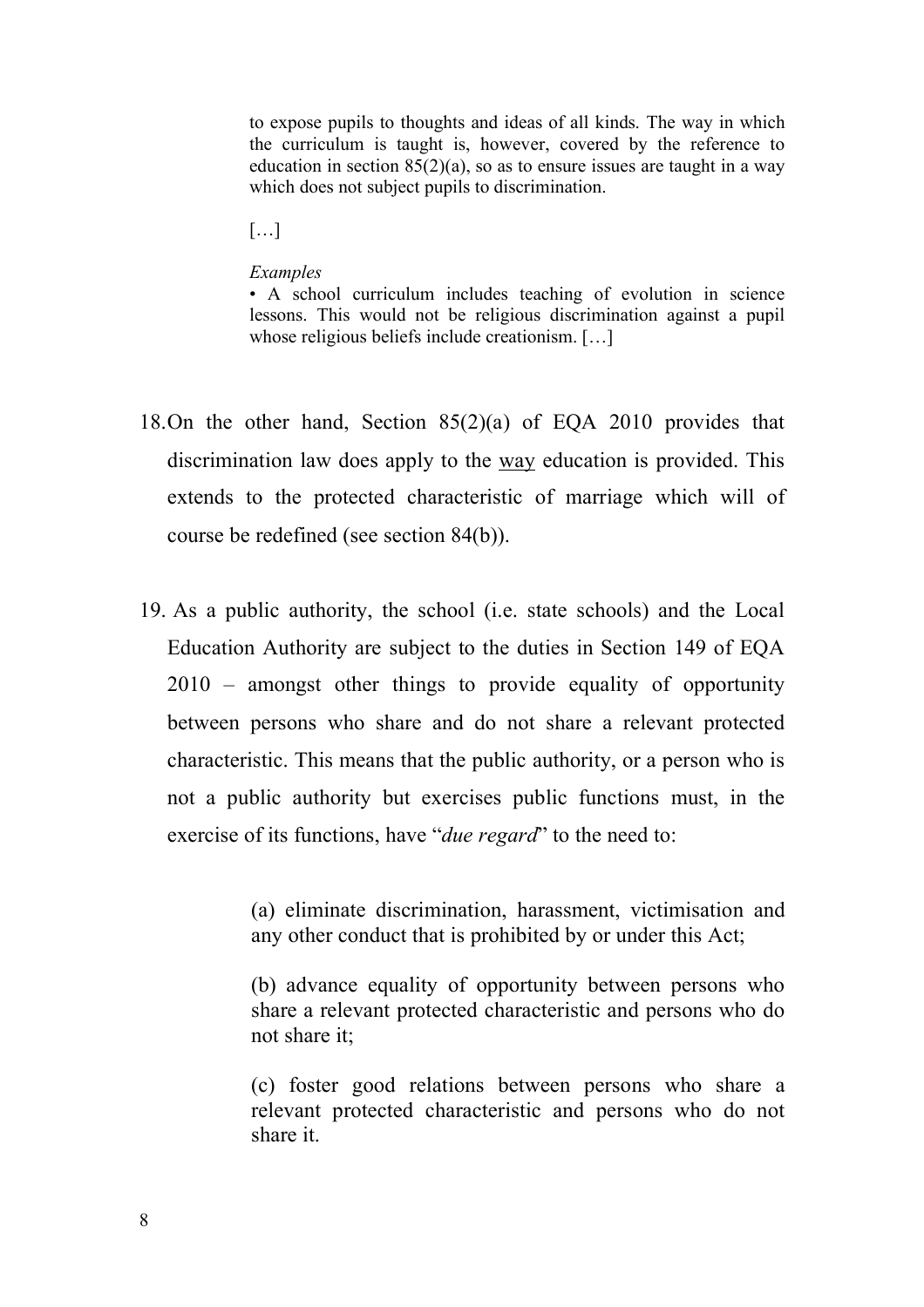> to expose pupils to thoughts and ideas of all kinds. The way in which the curriculum is taught is, however, covered by the reference to education in section 85(2)(a), so as to ensure issues are taught in a way which does not subject pupils to discrimination.
>
> […]
>
> *Examples*
>
> • A school curriculum includes teaching of evolution in science lessons. This would not be religious discrimination against a pupil whose religious beliefs include creationism. […]

18. On the other hand, Section 85(2)(a) of EQA 2010 provides that discrimination law does apply to the <u>way</u> education is provided. This extends to the protected characteristic of marriage which will of course be redefined (see section 84(b)).

19. As a public authority, the school (i.e. state schools) and the Local Education Authority are subject to the duties in Section 149 of EQA 2010 – amongst other things to provide equality of opportunity between persons who share and do not share a relevant protected characteristic. This means that the public authority, or a person who is not a public authority but exercises public functions must, in the exercise of its functions, have "*due regard*" to the need to:

> (a) eliminate discrimination, harassment, victimisation and any other conduct that is prohibited by or under this Act;
>
> (b) advance equality of opportunity between persons who share a relevant protected characteristic and persons who do not share it;
>
> (c) foster good relations between persons who share a relevant protected characteristic and persons who do not share it.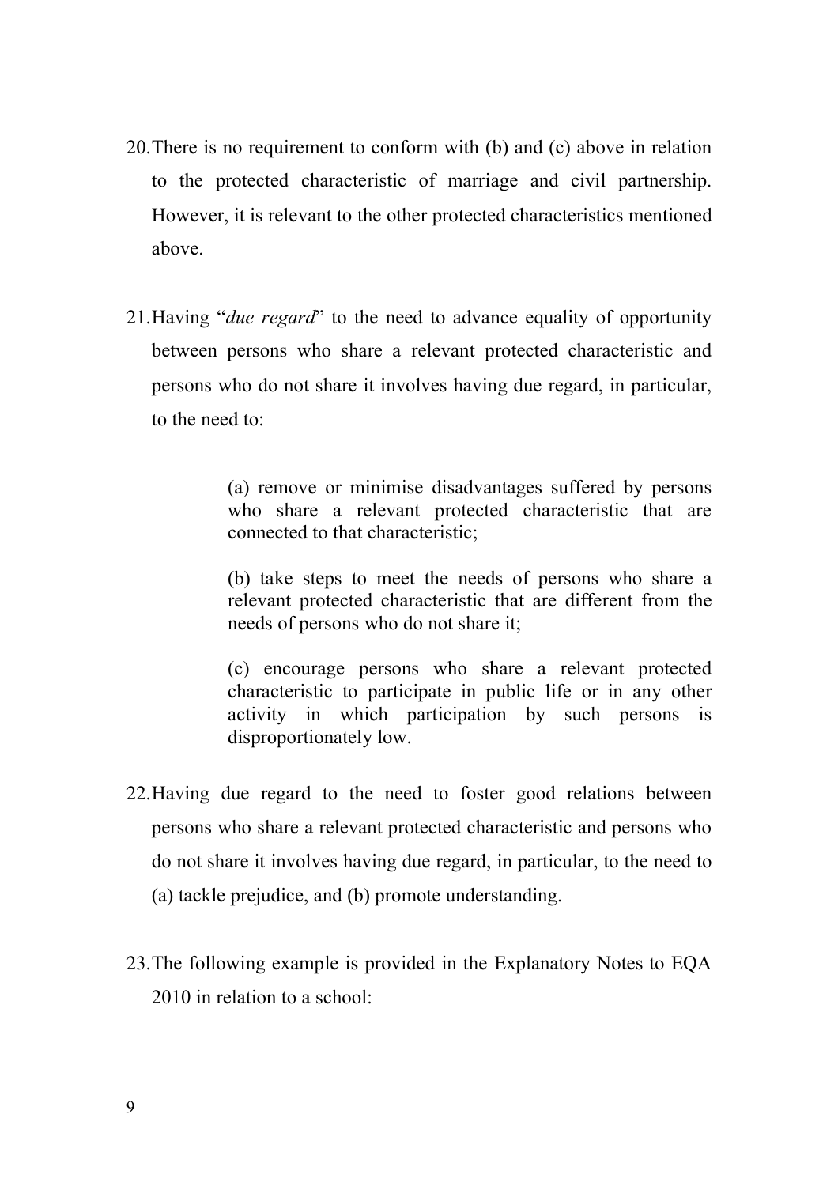20. There is no requirement to conform with (b) and (c) above in relation to the protected characteristic of marriage and civil partnership. However, it is relevant to the other protected characteristics mentioned above.

21. Having "*due regard*" to the need to advance equality of opportunity between persons who share a relevant protected characteristic and persons who do not share it involves having due regard, in particular, to the need to:

> (a) remove or minimise disadvantages suffered by persons who share a relevant protected characteristic that are connected to that characteristic;
>
> (b) take steps to meet the needs of persons who share a relevant protected characteristic that are different from the needs of persons who do not share it;
>
> (c) encourage persons who share a relevant protected characteristic to participate in public life or in any other activity in which participation by such persons is disproportionately low.

22. Having due regard to the need to foster good relations between persons who share a relevant protected characteristic and persons who do not share it involves having due regard, in particular, to the need to (a) tackle prejudice, and (b) promote understanding.

23. The following example is provided in the Explanatory Notes to EQA 2010 in relation to a school: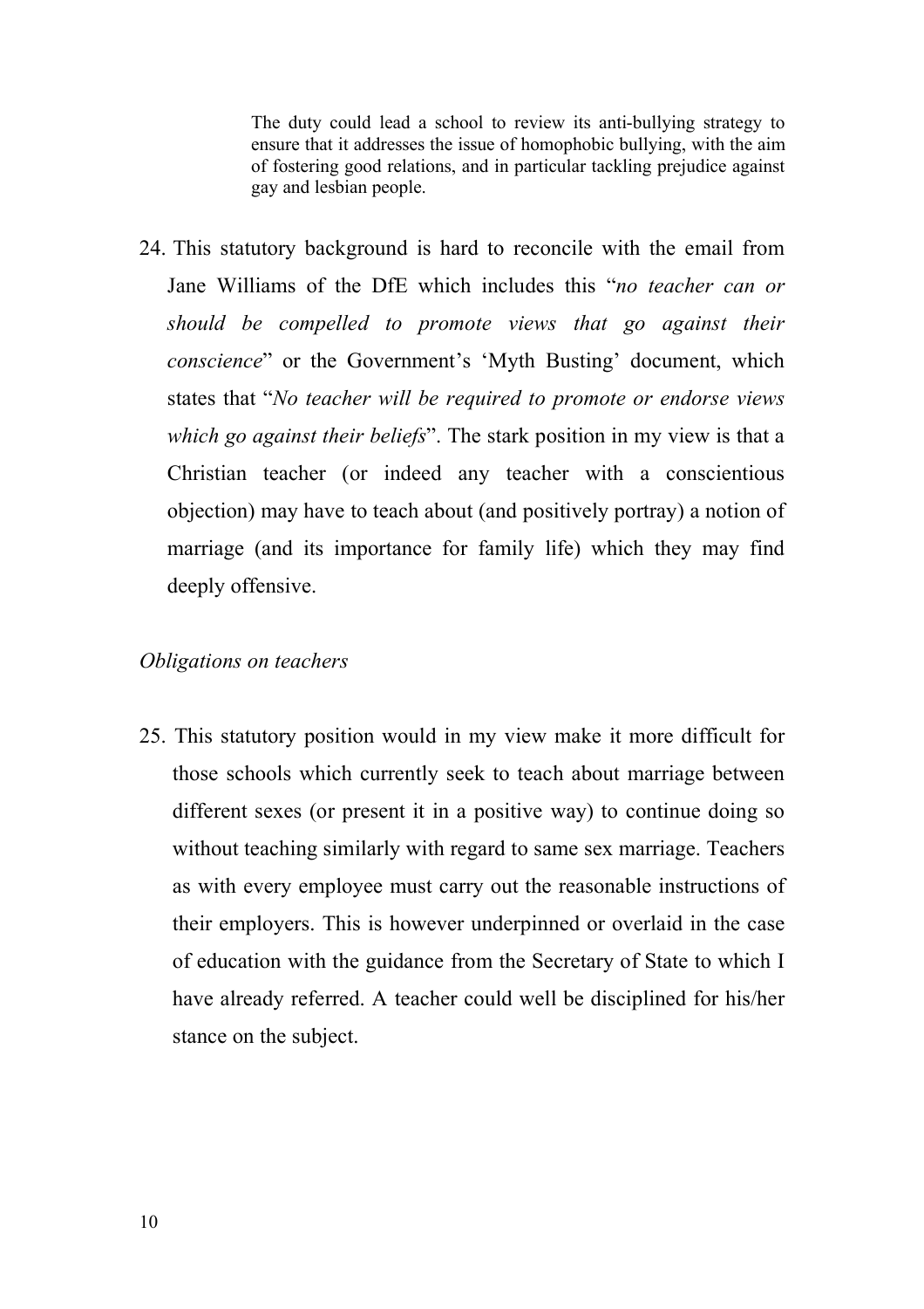> The duty could lead a school to review its anti-bullying strategy to ensure that it addresses the issue of homophobic bullying, with the aim of fostering good relations, and in particular tackling prejudice against gay and lesbian people.

24. This statutory background is hard to reconcile with the email from Jane Williams of the DfE which includes this "*no teacher can or should be compelled to promote views that go against their conscience*" or the Government's 'Myth Busting' document, which states that "*No teacher will be required to promote or endorse views which go against their beliefs*". The stark position in my view is that a Christian teacher (or indeed any teacher with a conscientious objection) may have to teach about (and positively portray) a notion of marriage (and its importance for family life) which they may find deeply offensive.

*Obligations on teachers*

25. This statutory position would in my view make it more difficult for those schools which currently seek to teach about marriage between different sexes (or present it in a positive way) to continue doing so without teaching similarly with regard to same sex marriage. Teachers as with every employee must carry out the reasonable instructions of their employers. This is however underpinned or overlaid in the case of education with the guidance from the Secretary of State to which I have already referred. A teacher could well be disciplined for his/her stance on the subject.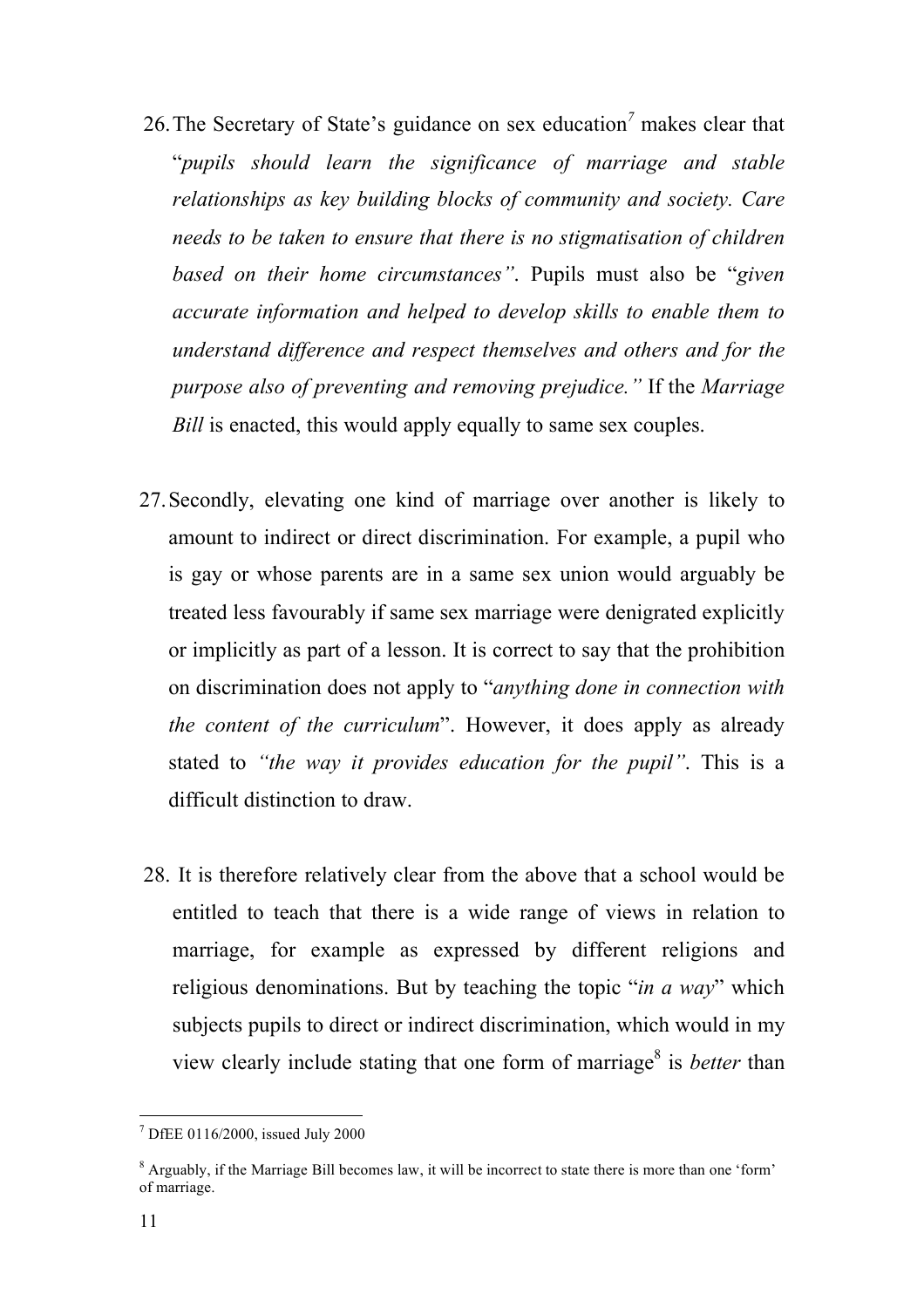26. The Secretary of State's guidance on sex education[7] makes clear that "*pupils should learn the significance of marriage and stable relationships as key building blocks of community and society. Care needs to be taken to ensure that there is no stigmatisation of children based on their home circumstances"*. Pupils must also be "*given accurate information and helped to develop skills to enable them to understand difference and respect themselves and others and for the purpose also of preventing and removing prejudice."* If the *Marriage Bill* is enacted, this would apply equally to same sex couples.

27. Secondly, elevating one kind of marriage over another is likely to amount to indirect or direct discrimination. For example, a pupil who is gay or whose parents are in a same sex union would arguably be treated less favourably if same sex marriage were denigrated explicitly or implicitly as part of a lesson. It is correct to say that the prohibition on discrimination does not apply to "*anything done in connection with the content of the curriculum*". However, it does apply as already stated to *"the way it provides education for the pupil"*. This is a difficult distinction to draw.

28. It is therefore relatively clear from the above that a school would be entitled to teach that there is a wide range of views in relation to marriage, for example as expressed by different religions and religious denominations. But by teaching the topic "*in a way*" which subjects pupils to direct or indirect discrimination, which would in my view clearly include stating that one form of marriage[8] is *better* than

---

[7] DfEE 0116/2000, issued July 2000

[8] Arguably, if the Marriage Bill becomes law, it will be incorrect to state there is more than one 'form' of marriage.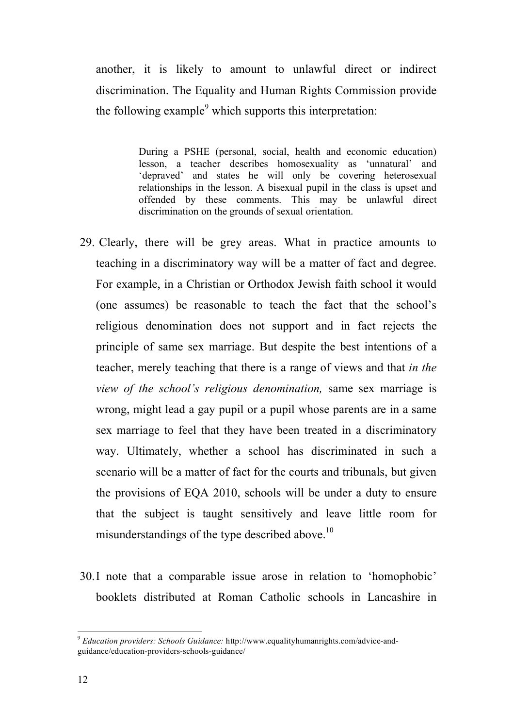another, it is likely to amount to unlawful direct or indirect discrimination. The Equality and Human Rights Commission provide the following example[9] which supports this interpretation:

> During a PSHE (personal, social, health and economic education) lesson, a teacher describes homosexuality as 'unnatural' and 'depraved' and states he will only be covering heterosexual relationships in the lesson. A bisexual pupil in the class is upset and offended by these comments. This may be unlawful direct discrimination on the grounds of sexual orientation.

29. Clearly, there will be grey areas. What in practice amounts to teaching in a discriminatory way will be a matter of fact and degree. For example, in a Christian or Orthodox Jewish faith school it would (one assumes) be reasonable to teach the fact that the school's religious denomination does not support and in fact rejects the principle of same sex marriage. But despite the best intentions of a teacher, merely teaching that there is a range of views and that *in the view of the school's religious denomination,* same sex marriage is wrong, might lead a gay pupil or a pupil whose parents are in a same sex marriage to feel that they have been treated in a discriminatory way. Ultimately, whether a school has discriminated in such a scenario will be a matter of fact for the courts and tribunals, but given the provisions of EQA 2010, schools will be under a duty to ensure that the subject is taught sensitively and leave little room for misunderstandings of the type described above.[10]

30. I note that a comparable issue arose in relation to 'homophobic' booklets distributed at Roman Catholic schools in Lancashire in

[9] *Education providers: Schools Guidance:* http://www.equalityhumanrights.com/advice-and-guidance/education-providers-schools-guidance/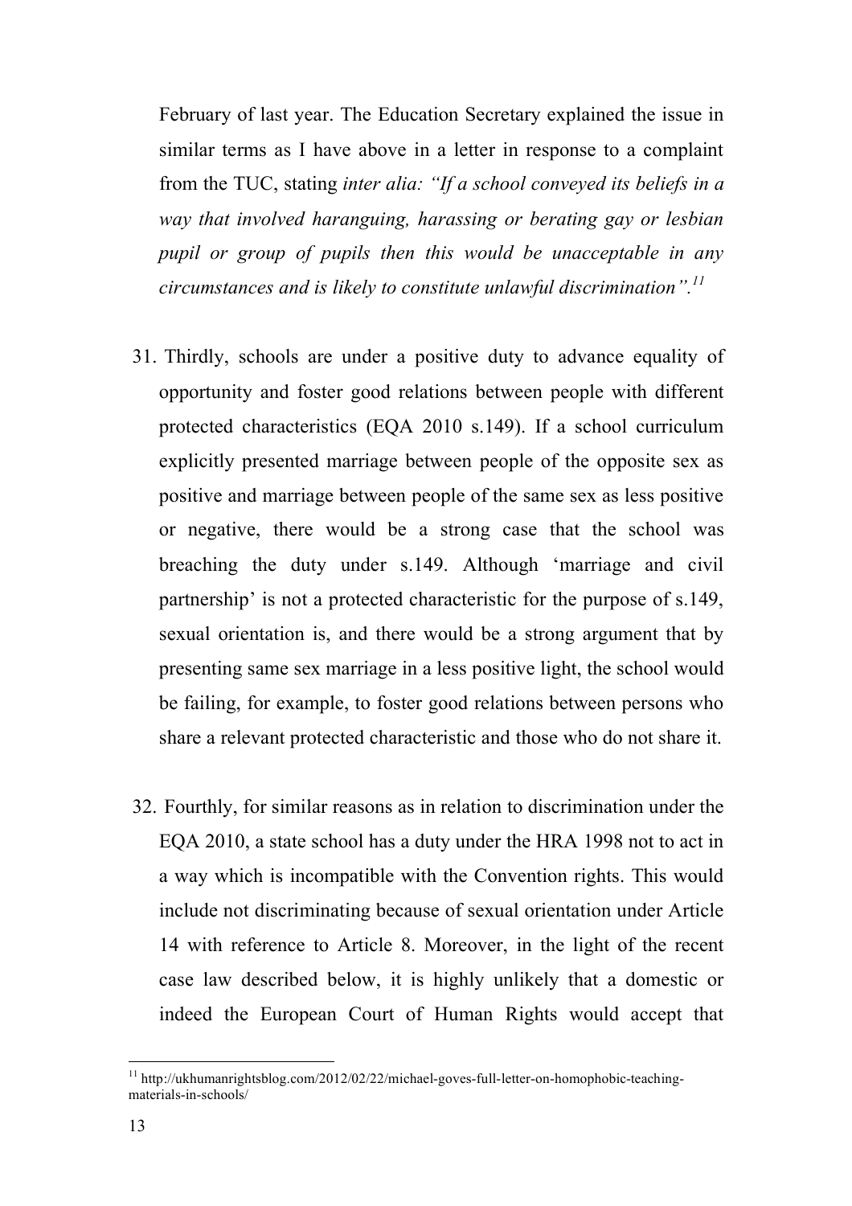February of last year. The Education Secretary explained the issue in similar terms as I have above in a letter in response to a complaint from the TUC, stating *inter alia: "If a school conveyed its beliefs in a way that involved haranguing, harassing or berating gay or lesbian pupil or group of pupils then this would be unacceptable in any circumstances and is likely to constitute unlawful discrimination".*[11]

31. Thirdly, schools are under a positive duty to advance equality of opportunity and foster good relations between people with different protected characteristics (EQA 2010 s.149). If a school curriculum explicitly presented marriage between people of the opposite sex as positive and marriage between people of the same sex as less positive or negative, there would be a strong case that the school was breaching the duty under s.149. Although 'marriage and civil partnership' is not a protected characteristic for the purpose of s.149, sexual orientation is, and there would be a strong argument that by presenting same sex marriage in a less positive light, the school would be failing, for example, to foster good relations between persons who share a relevant protected characteristic and those who do not share it.

32. Fourthly, for similar reasons as in relation to discrimination under the EQA 2010, a state school has a duty under the HRA 1998 not to act in a way which is incompatible with the Convention rights. This would include not discriminating because of sexual orientation under Article 14 with reference to Article 8. Moreover, in the light of the recent case law described below, it is highly unlikely that a domestic or indeed the European Court of Human Rights would accept that

[11] http://ukhumanrightsblog.com/2012/02/22/michael-goves-full-letter-on-homophobic-teaching-materials-in-schools/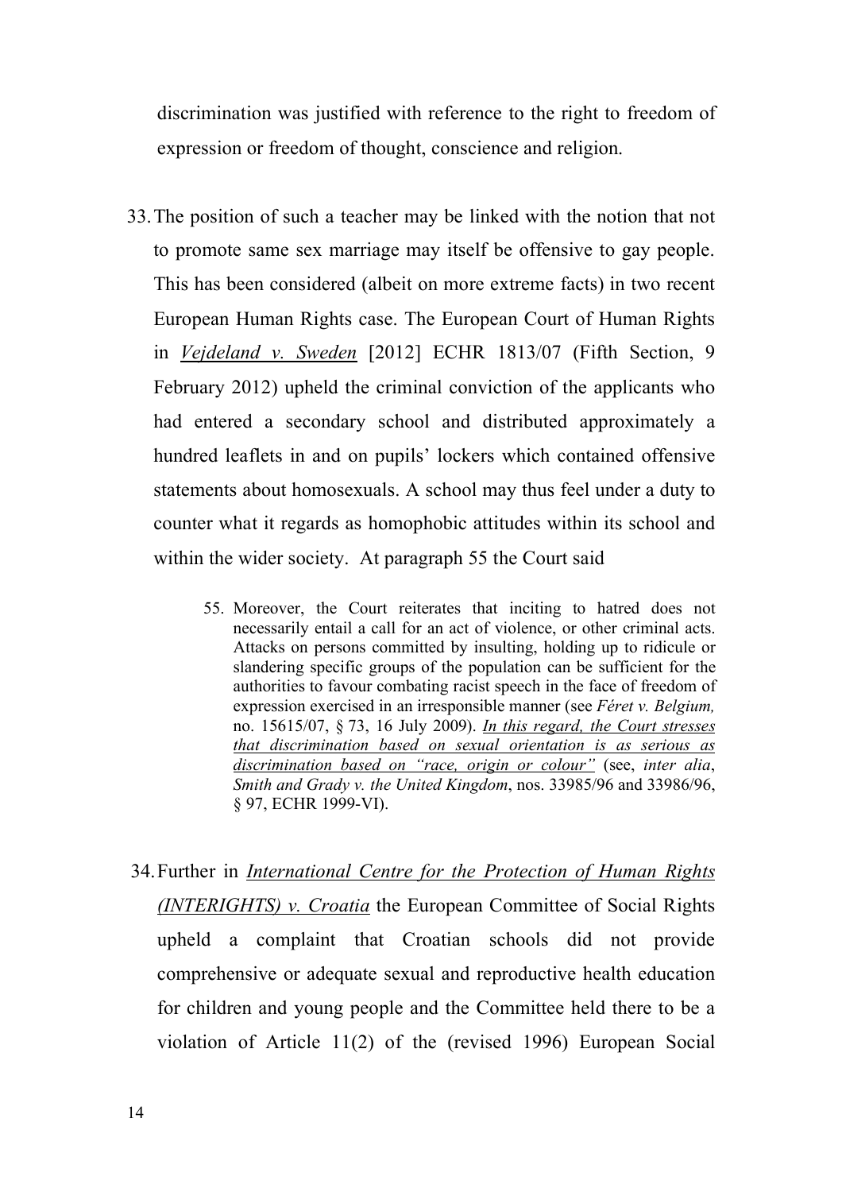discrimination was justified with reference to the right to freedom of expression or freedom of thought, conscience and religion.

33. The position of such a teacher may be linked with the notion that not to promote same sex marriage may itself be offensive to gay people. This has been considered (albeit on more extreme facts) in two recent European Human Rights case. The European Court of Human Rights in <u>*Vejdeland v. Sweden*</u> [2012] ECHR 1813/07 (Fifth Section, 9 February 2012) upheld the criminal conviction of the applicants who had entered a secondary school and distributed approximately a hundred leaflets in and on pupils' lockers which contained offensive statements about homosexuals. A school may thus feel under a duty to counter what it regards as homophobic attitudes within its school and within the wider society. At paragraph 55 the Court said

> 55. Moreover, the Court reiterates that inciting to hatred does not necessarily entail a call for an act of violence, or other criminal acts. Attacks on persons committed by insulting, holding up to ridicule or slandering specific groups of the population can be sufficient for the authorities to favour combating racist speech in the face of freedom of expression exercised in an irresponsible manner (see *Féret v. Belgium,* no. 15615/07, § 73, 16 July 2009). <u>*In this regard, the Court stresses that discrimination based on sexual orientation is as serious as discrimination based on "race, origin or colour"*</u> (see, *inter alia*, *Smith and Grady v. the United Kingdom*, nos. 33985/96 and 33986/96, § 97, ECHR 1999-VI).

34. Further in <u>*International Centre for the Protection of Human Rights (INTERIGHTS) v. Croatia*</u> the European Committee of Social Rights upheld a complaint that Croatian schools did not provide comprehensive or adequate sexual and reproductive health education for children and young people and the Committee held there to be a violation of Article 11(2) of the (revised 1996) European Social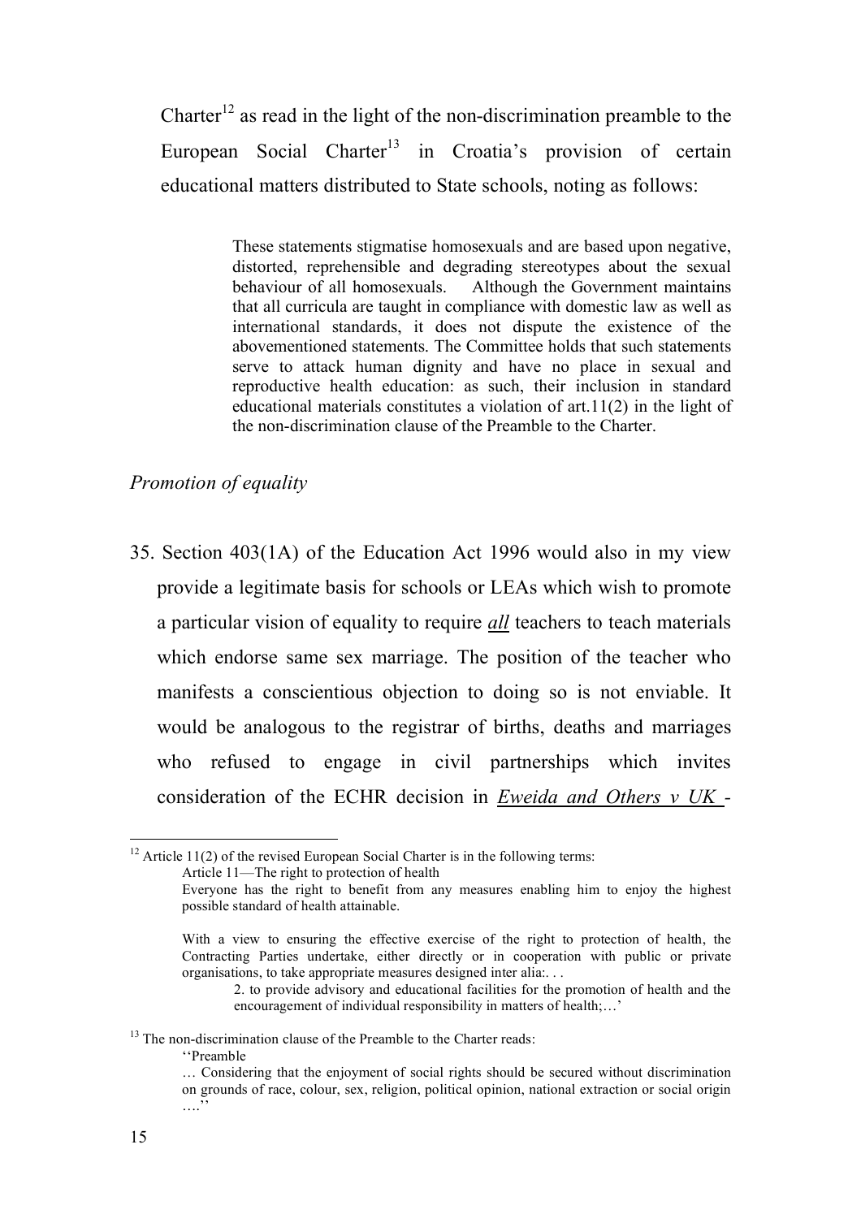Charter[12] as read in the light of the non-discrimination preamble to the European Social Charter[13] in Croatia's provision of certain educational matters distributed to State schools, noting as follows:

> These statements stigmatise homosexuals and are based upon negative, distorted, reprehensible and degrading stereotypes about the sexual behaviour of all homosexuals. Although the Government maintains that all curricula are taught in compliance with domestic law as well as international standards, it does not dispute the existence of the abovementioned statements. The Committee holds that such statements serve to attack human dignity and have no place in sexual and reproductive health education: as such, their inclusion in standard educational materials constitutes a violation of art.11(2) in the light of the non-discrimination clause of the Preamble to the Charter.

*Promotion of equality*

35. Section 403(1A) of the Education Act 1996 would also in my view provide a legitimate basis for schools or LEAs which wish to promote a particular vision of equality to require ***all*** teachers to teach materials which endorse same sex marriage. The position of the teacher who manifests a conscientious objection to doing so is not enviable. It would be analogous to the registrar of births, deaths and marriages who refused to engage in civil partnerships which invites consideration of the ECHR decision in *Eweida and Others v UK* -

---

[12] Article 11(2) of the revised European Social Charter is in the following terms:

> Article 11—The right to protection of health
>
> Everyone has the right to benefit from any measures enabling him to enjoy the highest possible standard of health attainable.
>
> With a view to ensuring the effective exercise of the right to protection of health, the Contracting Parties undertake, either directly or in cooperation with public or private organisations, to take appropriate measures designed inter alia:. . .
>
> > 2. to provide advisory and educational facilities for the promotion of health and the encouragement of individual responsibility in matters of health;…'

[13] The non-discrimination clause of the Preamble to the Charter reads:

> ''Preamble
>
> … Considering that the enjoyment of social rights should be secured without discrimination on grounds of race, colour, sex, religion, political opinion, national extraction or social origin ….''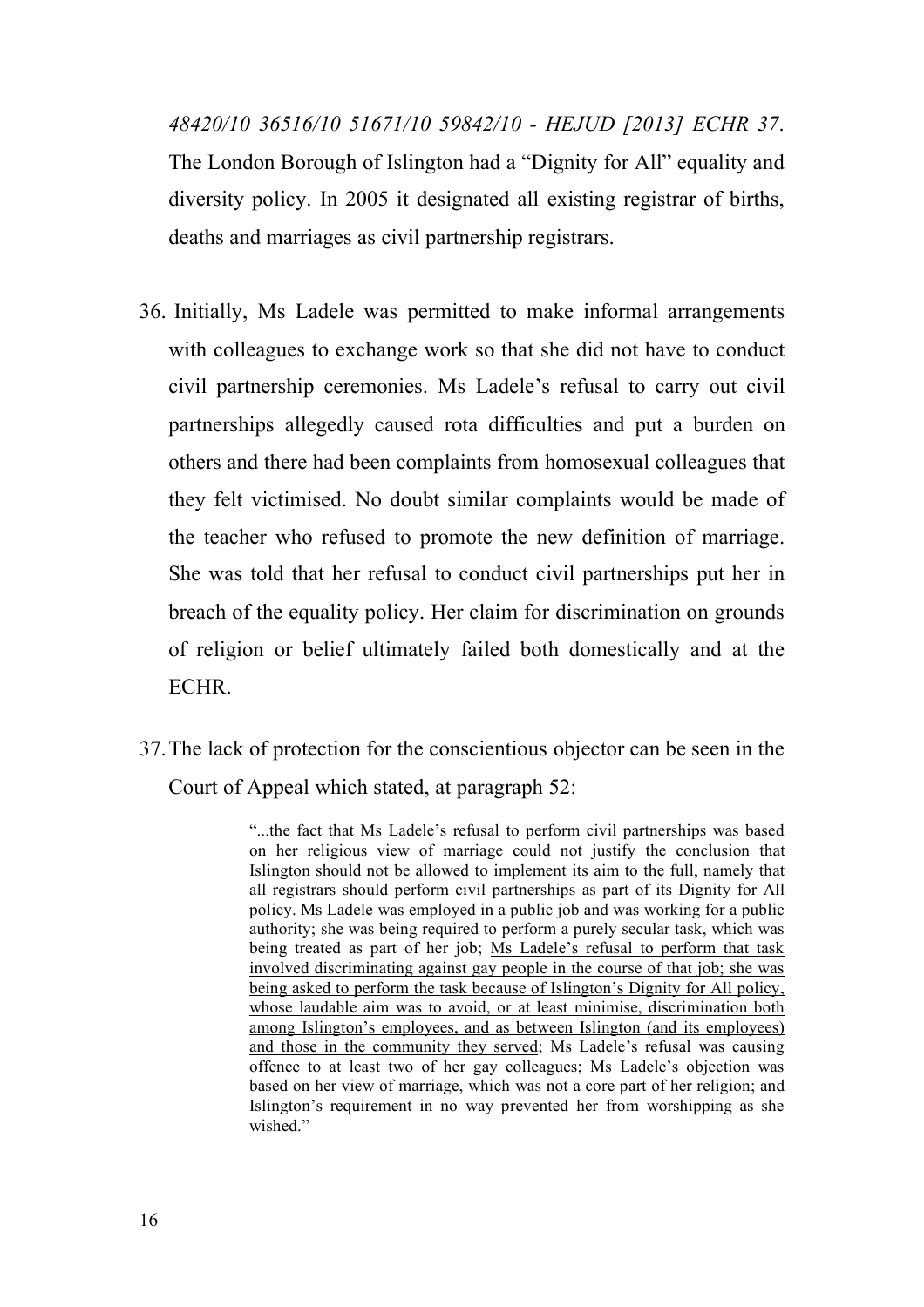*48420/10 36516/10 51671/10 59842/10 - HEJUD [2013] ECHR 37*. The London Borough of Islington had a "Dignity for All" equality and diversity policy. In 2005 it designated all existing registrar of births, deaths and marriages as civil partnership registrars.

36. Initially, Ms Ladele was permitted to make informal arrangements with colleagues to exchange work so that she did not have to conduct civil partnership ceremonies. Ms Ladele's refusal to carry out civil partnerships allegedly caused rota difficulties and put a burden on others and there had been complaints from homosexual colleagues that they felt victimised. No doubt similar complaints would be made of the teacher who refused to promote the new definition of marriage. She was told that her refusal to conduct civil partnerships put her in breach of the equality policy. Her claim for discrimination on grounds of religion or belief ultimately failed both domestically and at the ECHR.

37. The lack of protection for the conscientious objector can be seen in the Court of Appeal which stated, at paragraph 52:

> "...the fact that Ms Ladele's refusal to perform civil partnerships was based on her religious view of marriage could not justify the conclusion that Islington should not be allowed to implement its aim to the full, namely that all registrars should perform civil partnerships as part of its Dignity for All policy. Ms Ladele was employed in a public job and was working for a public authority; she was being required to perform a purely secular task, which was being treated as part of her job; <u>Ms Ladele's refusal to perform that task involved discriminating against gay people in the course of that job; she was being asked to perform the task because of Islington's Dignity for All policy, whose laudable aim was to avoid, or at least minimise, discrimination both among Islington's employees, and as between Islington (and its employees) and those in the community they served</u>; Ms Ladele's refusal was causing offence to at least two of her gay colleagues; Ms Ladele's objection was based on her view of marriage, which was not a core part of her religion; and Islington's requirement in no way prevented her from worshipping as she wished."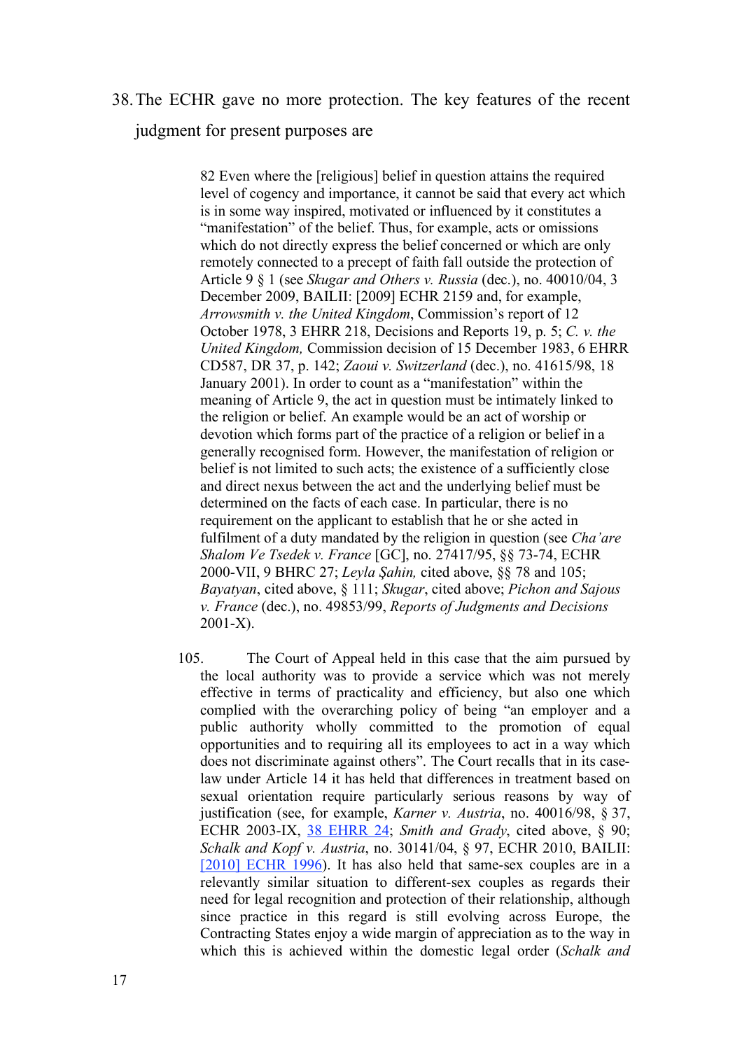38. The ECHR gave no more protection. The key features of the recent judgment for present purposes are

> 82 Even where the [religious] belief in question attains the required level of cogency and importance, it cannot be said that every act which is in some way inspired, motivated or influenced by it constitutes a "manifestation" of the belief. Thus, for example, acts or omissions which do not directly express the belief concerned or which are only remotely connected to a precept of faith fall outside the protection of Article 9 § 1 (see *Skugar and Others v. Russia* (dec.), no. 40010/04, 3 December 2009, BAILII: [2009] ECHR 2159 and, for example, *Arrowsmith v. the United Kingdom*, Commission's report of 12 October 1978, 3 EHRR 218, Decisions and Reports 19, p. 5; *C. v. the United Kingdom,* Commission decision of 15 December 1983, 6 EHRR CD587, DR 37, p. 142; *Zaoui v. Switzerland* (dec.), no. 41615/98, 18 January 2001). In order to count as a "manifestation" within the meaning of Article 9, the act in question must be intimately linked to the religion or belief. An example would be an act of worship or devotion which forms part of the practice of a religion or belief in a generally recognised form. However, the manifestation of religion or belief is not limited to such acts; the existence of a sufficiently close and direct nexus between the act and the underlying belief must be determined on the facts of each case. In particular, there is no requirement on the applicant to establish that he or she acted in fulfilment of a duty mandated by the religion in question (see *Cha'are Shalom Ve Tsedek v. France* [GC], no. 27417/95, §§ 73-74, ECHR 2000-VII, 9 BHRC 27; *Leyla Şahin,* cited above, §§ 78 and 105; *Bayatyan*, cited above, § 111; *Skugar*, cited above; *Pichon and Sajous v. France* (dec.), no. 49853/99, *Reports of Judgments and Decisions* 2001-X).
>
> 105. The Court of Appeal held in this case that the aim pursued by the local authority was to provide a service which was not merely effective in terms of practicality and efficiency, but also one which complied with the overarching policy of being "an employer and a public authority wholly committed to the promotion of equal opportunities and to requiring all its employees to act in a way which does not discriminate against others". The Court recalls that in its case-law under Article 14 it has held that differences in treatment based on sexual orientation require particularly serious reasons by way of justification (see, for example, *Karner v. Austria*, no. 40016/98, § 37, ECHR 2003-IX, 38 EHRR 24; *Smith and Grady*, cited above, § 90; *Schalk and Kopf v. Austria*, no. 30141/04, § 97, ECHR 2010, BAILII: [2010] ECHR 1996). It has also held that same-sex couples are in a relevantly similar situation to different-sex couples as regards their need for legal recognition and protection of their relationship, although since practice in this regard is still evolving across Europe, the Contracting States enjoy a wide margin of appreciation as to the way in which this is achieved within the domestic legal order (*Schalk and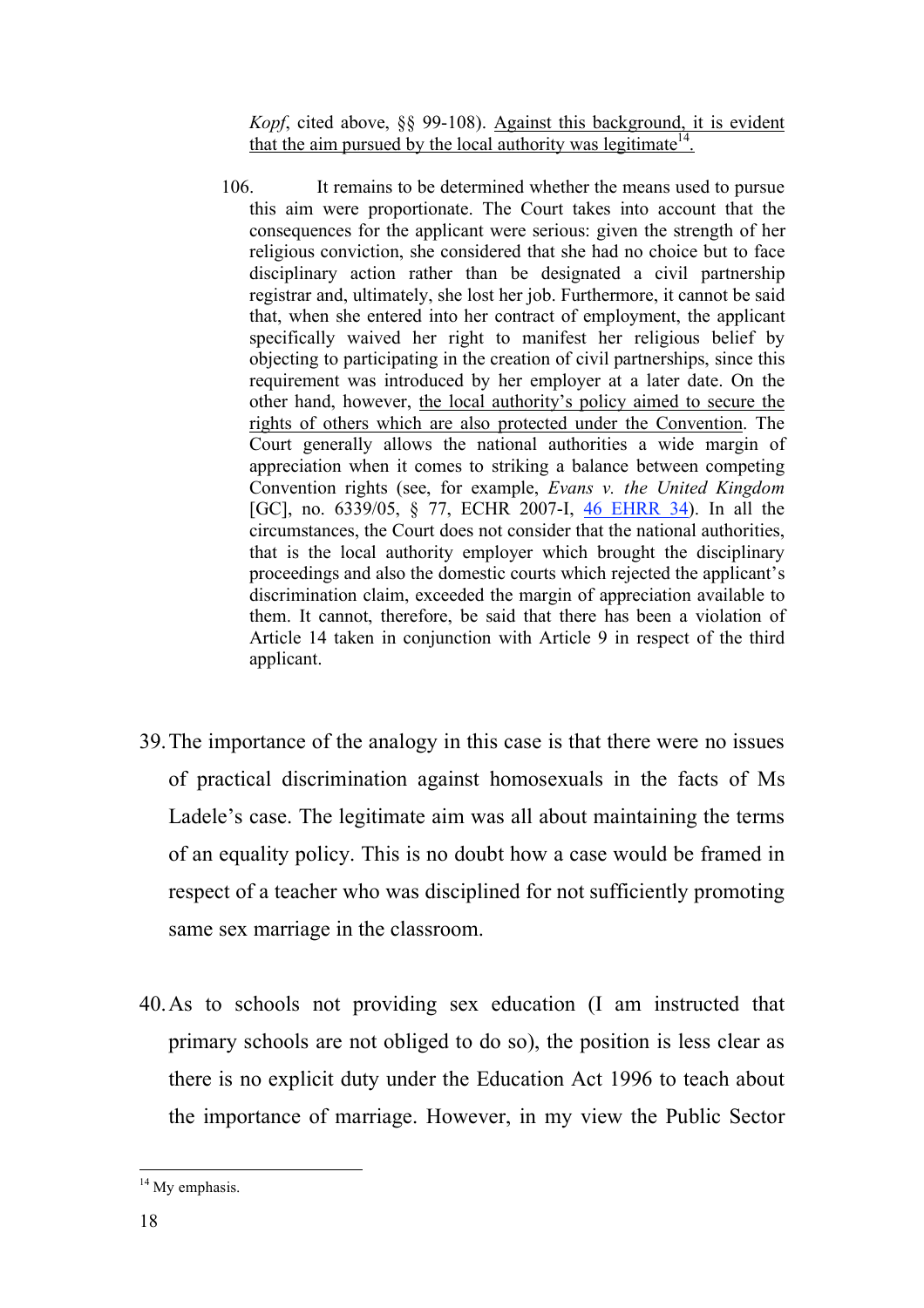> *Kopf*, cited above, §§ 99-108). <u>Against this background, it is evident that the aim pursued by the local authority was legitimate</u>[14].
>
> 106. It remains to be determined whether the means used to pursue this aim were proportionate. The Court takes into account that the consequences for the applicant were serious: given the strength of her religious conviction, she considered that she had no choice but to face disciplinary action rather than be designated a civil partnership registrar and, ultimately, she lost her job. Furthermore, it cannot be said that, when she entered into her contract of employment, the applicant specifically waived her right to manifest her religious belief by objecting to participating in the creation of civil partnerships, since this requirement was introduced by her employer at a later date. On the other hand, however, <u>the local authority's policy aimed to secure the rights of others which are also protected under the Convention</u>. The Court generally allows the national authorities a wide margin of appreciation when it comes to striking a balance between competing Convention rights (see, for example, *Evans v. the United Kingdom* [GC], no. 6339/05, § 77, ECHR 2007-I, 46 EHRR 34). In all the circumstances, the Court does not consider that the national authorities, that is the local authority employer which brought the disciplinary proceedings and also the domestic courts which rejected the applicant's discrimination claim, exceeded the margin of appreciation available to them. It cannot, therefore, be said that there has been a violation of Article 14 taken in conjunction with Article 9 in respect of the third applicant.

39. The importance of the analogy in this case is that there were no issues of practical discrimination against homosexuals in the facts of Ms Ladele's case. The legitimate aim was all about maintaining the terms of an equality policy. This is no doubt how a case would be framed in respect of a teacher who was disciplined for not sufficiently promoting same sex marriage in the classroom.

40. As to schools not providing sex education (I am instructed that primary schools are not obliged to do so), the position is less clear as there is no explicit duty under the Education Act 1996 to teach about the importance of marriage. However, in my view the Public Sector

[14] My emphasis.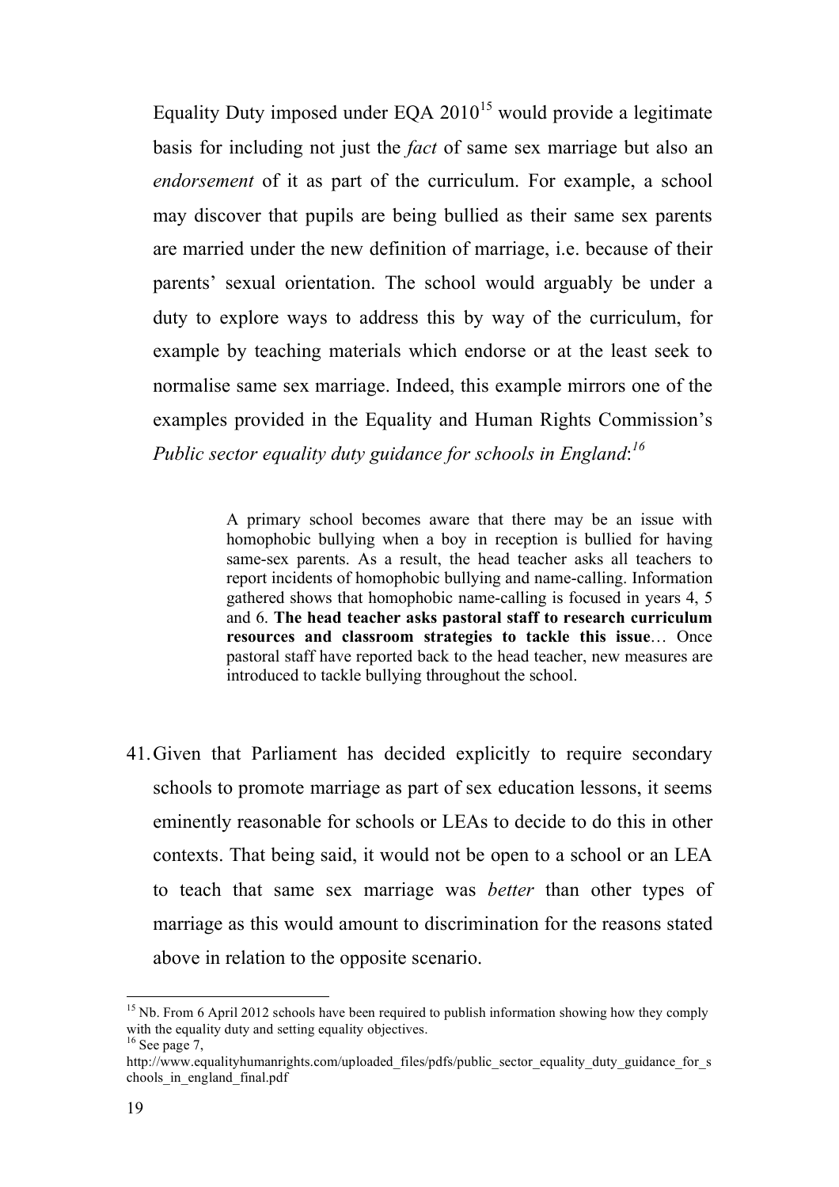Equality Duty imposed under EQA 2010[15] would provide a legitimate basis for including not just the *fact* of same sex marriage but also an *endorsement* of it as part of the curriculum. For example, a school may discover that pupils are being bullied as their same sex parents are married under the new definition of marriage, i.e. because of their parents' sexual orientation. The school would arguably be under a duty to explore ways to address this by way of the curriculum, for example by teaching materials which endorse or at the least seek to normalise same sex marriage. Indeed, this example mirrors one of the examples provided in the Equality and Human Rights Commission's *Public sector equality duty guidance for schools in England*:[16]

> A primary school becomes aware that there may be an issue with homophobic bullying when a boy in reception is bullied for having same-sex parents. As a result, the head teacher asks all teachers to report incidents of homophobic bullying and name-calling. Information gathered shows that homophobic name-calling is focused in years 4, 5 and 6. **The head teacher asks pastoral staff to research curriculum resources and classroom strategies to tackle this issue**… Once pastoral staff have reported back to the head teacher, new measures are introduced to tackle bullying throughout the school.

41. Given that Parliament has decided explicitly to require secondary schools to promote marriage as part of sex education lessons, it seems eminently reasonable for schools or LEAs to decide to do this in other contexts. That being said, it would not be open to a school or an LEA to teach that same sex marriage was *better* than other types of marriage as this would amount to discrimination for the reasons stated above in relation to the opposite scenario.

---

[15] Nb. From 6 April 2012 schools have been required to publish information showing how they comply with the equality duty and setting equality objectives.

[16] See page 7, http://www.equalityhumanrights.com/uploaded_files/pdfs/public_sector_equality_duty_guidance_for_schools_in_england_final.pdf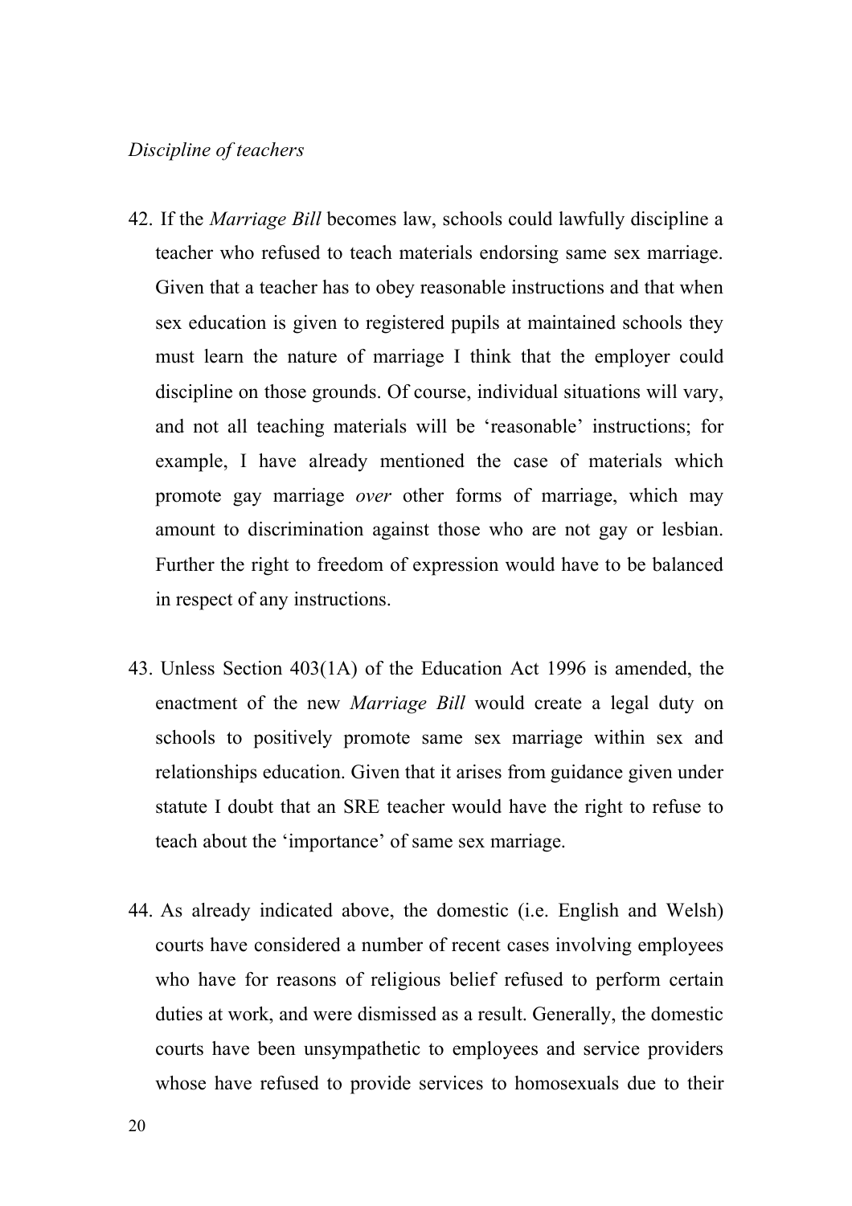*Discipline of teachers*

42. If the *Marriage Bill* becomes law, schools could lawfully discipline a teacher who refused to teach materials endorsing same sex marriage. Given that a teacher has to obey reasonable instructions and that when sex education is given to registered pupils at maintained schools they must learn the nature of marriage I think that the employer could discipline on those grounds. Of course, individual situations will vary, and not all teaching materials will be 'reasonable' instructions; for example, I have already mentioned the case of materials which promote gay marriage *over* other forms of marriage, which may amount to discrimination against those who are not gay or lesbian. Further the right to freedom of expression would have to be balanced in respect of any instructions.

43. Unless Section 403(1A) of the Education Act 1996 is amended, the enactment of the new *Marriage Bill* would create a legal duty on schools to positively promote same sex marriage within sex and relationships education. Given that it arises from guidance given under statute I doubt that an SRE teacher would have the right to refuse to teach about the 'importance' of same sex marriage.

44. As already indicated above, the domestic (i.e. English and Welsh) courts have considered a number of recent cases involving employees who have for reasons of religious belief refused to perform certain duties at work, and were dismissed as a result. Generally, the domestic courts have been unsympathetic to employees and service providers whose have refused to provide services to homosexuals due to their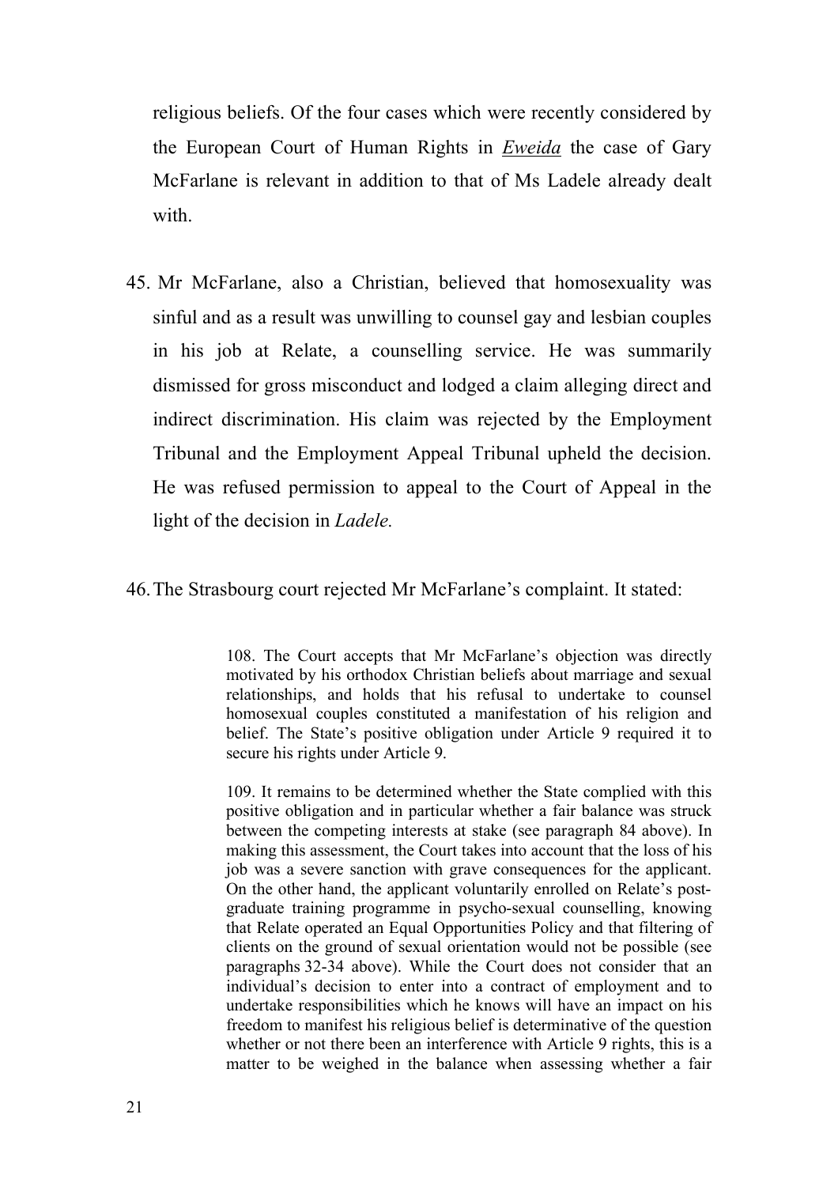religious beliefs. Of the four cases which were recently considered by the European Court of Human Rights in *Eweida* the case of Gary McFarlane is relevant in addition to that of Ms Ladele already dealt with.

45. Mr McFarlane, also a Christian, believed that homosexuality was sinful and as a result was unwilling to counsel gay and lesbian couples in his job at Relate, a counselling service. He was summarily dismissed for gross misconduct and lodged a claim alleging direct and indirect discrimination. His claim was rejected by the Employment Tribunal and the Employment Appeal Tribunal upheld the decision. He was refused permission to appeal to the Court of Appeal in the light of the decision in *Ladele.*

46. The Strasbourg court rejected Mr McFarlane's complaint. It stated:

> 108. The Court accepts that Mr McFarlane's objection was directly motivated by his orthodox Christian beliefs about marriage and sexual relationships, and holds that his refusal to undertake to counsel homosexual couples constituted a manifestation of his religion and belief. The State's positive obligation under Article 9 required it to secure his rights under Article 9.
>
> 109. It remains to be determined whether the State complied with this positive obligation and in particular whether a fair balance was struck between the competing interests at stake (see paragraph 84 above). In making this assessment, the Court takes into account that the loss of his job was a severe sanction with grave consequences for the applicant. On the other hand, the applicant voluntarily enrolled on Relate's post-graduate training programme in psycho-sexual counselling, knowing that Relate operated an Equal Opportunities Policy and that filtering of clients on the ground of sexual orientation would not be possible (see paragraphs 32-34 above). While the Court does not consider that an individual's decision to enter into a contract of employment and to undertake responsibilities which he knows will have an impact on his freedom to manifest his religious belief is determinative of the question whether or not there been an interference with Article 9 rights, this is a matter to be weighed in the balance when assessing whether a fair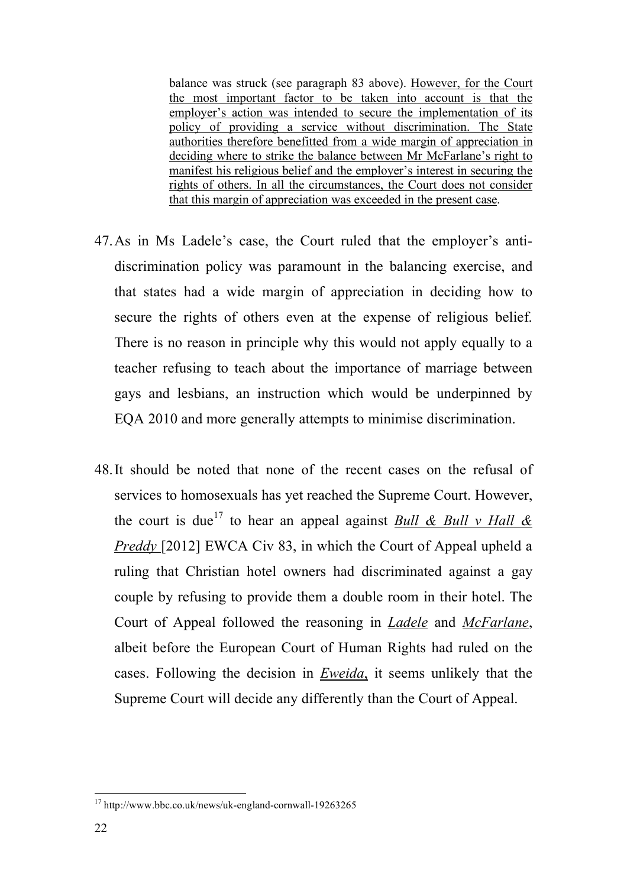> balance was struck (see paragraph 83 above). <u>However, for the Court the most important factor to be taken into account is that the employer's action was intended to secure the implementation of its policy of providing a service without discrimination. The State authorities therefore benefitted from a wide margin of appreciation in deciding where to strike the balance between Mr McFarlane's right to manifest his religious belief and the employer's interest in securing the rights of others. In all the circumstances, the Court does not consider that this margin of appreciation was exceeded in the present case</u>.

47. As in Ms Ladele's case, the Court ruled that the employer's anti-discrimination policy was paramount in the balancing exercise, and that states had a wide margin of appreciation in deciding how to secure the rights of others even at the expense of religious belief. There is no reason in principle why this would not apply equally to a teacher refusing to teach about the importance of marriage between gays and lesbians, an instruction which would be underpinned by EQA 2010 and more generally attempts to minimise discrimination.

48. It should be noted that none of the recent cases on the refusal of services to homosexuals has yet reached the Supreme Court. However, the court is due[17] to hear an appeal against <u>*Bull & Bull v Hall & Preddy*</u> [2012] EWCA Civ 83, in which the Court of Appeal upheld a ruling that Christian hotel owners had discriminated against a gay couple by refusing to provide them a double room in their hotel. The Court of Appeal followed the reasoning in <u>*Ladele*</u> and <u>*McFarlane*</u>, albeit before the European Court of Human Rights had ruled on the cases. Following the decision in <u>*Eweida*</u>, it seems unlikely that the Supreme Court will decide any differently than the Court of Appeal.

[17] http://www.bbc.co.uk/news/uk-england-cornwall-19263265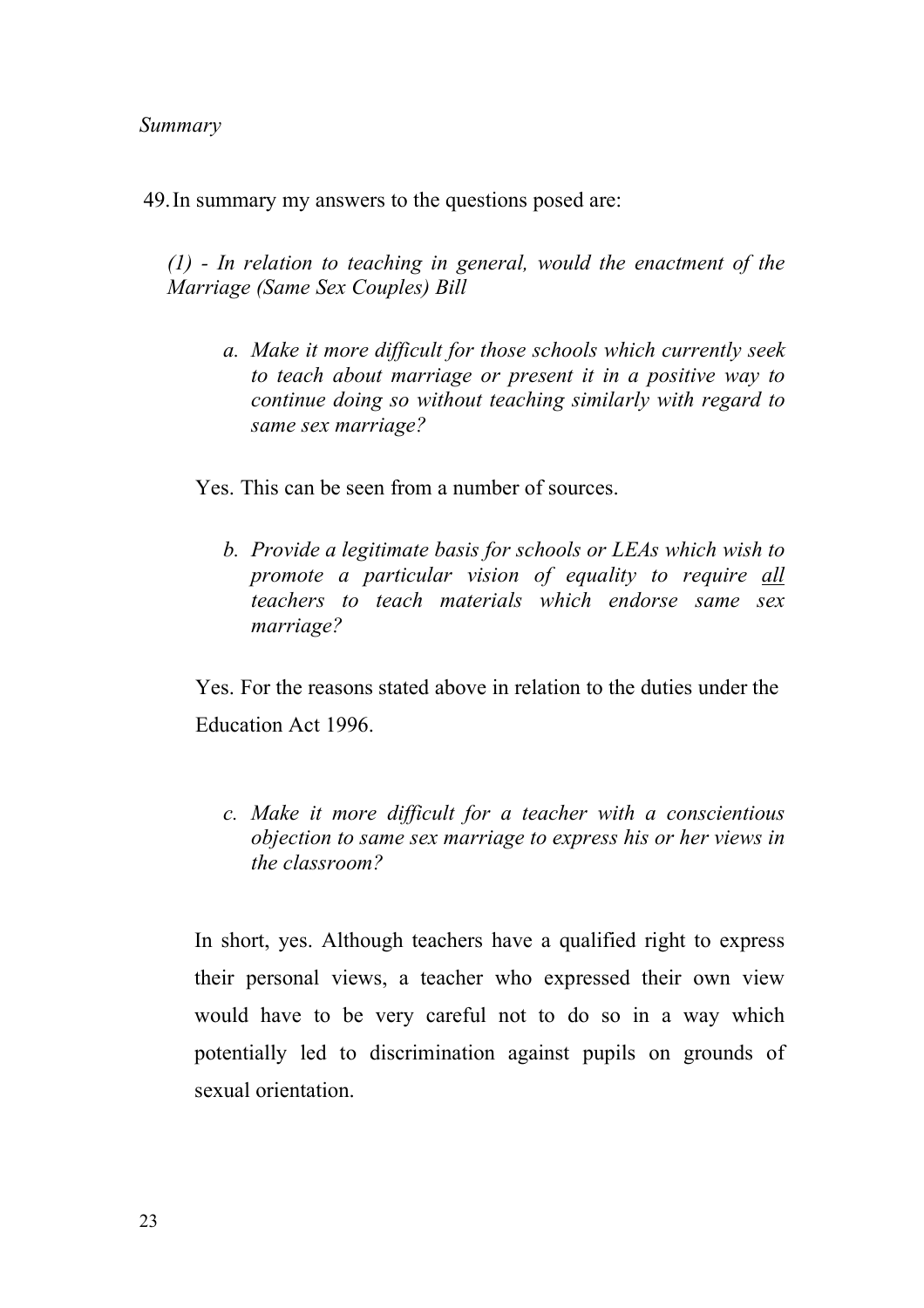*Summary*

49. In summary my answers to the questions posed are:

*(1) - In relation to teaching in general, would the enactment of the Marriage (Same Sex Couples) Bill*

*a. Make it more difficult for those schools which currently seek to teach about marriage or present it in a positive way to continue doing so without teaching similarly with regard to same sex marriage?*

Yes. This can be seen from a number of sources.

*b. Provide a legitimate basis for schools or LEAs which wish to promote a particular vision of equality to require <u>all</u> teachers to teach materials which endorse same sex marriage?*

Yes. For the reasons stated above in relation to the duties under the Education Act 1996.

*c. Make it more difficult for a teacher with a conscientious objection to same sex marriage to express his or her views in the classroom?*

In short, yes. Although teachers have a qualified right to express their personal views, a teacher who expressed their own view would have to be very careful not to do so in a way which potentially led to discrimination against pupils on grounds of sexual orientation.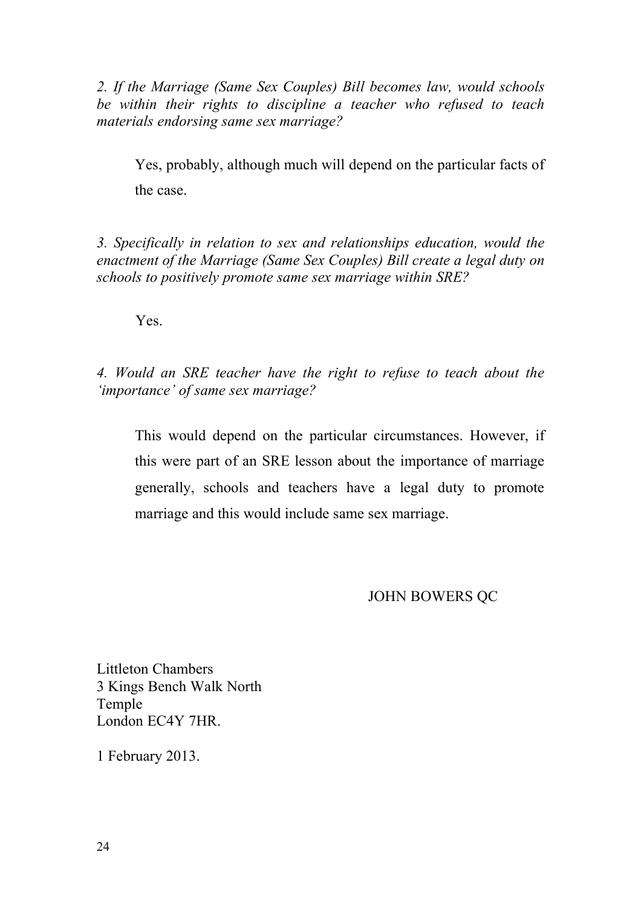*2. If the Marriage (Same Sex Couples) Bill becomes law, would schools be within their rights to discipline a teacher who refused to teach materials endorsing same sex marriage?*

Yes, probably, although much will depend on the particular facts of the case.

*3. Specifically in relation to sex and relationships education, would the enactment of the Marriage (Same Sex Couples) Bill create a legal duty on schools to positively promote same sex marriage within SRE?*

Yes.

*4. Would an SRE teacher have the right to refuse to teach about the 'importance' of same sex marriage?*

This would depend on the particular circumstances. However, if this were part of an SRE lesson about the importance of marriage generally, schools and teachers have a legal duty to promote marriage and this would include same sex marriage.

JOHN BOWERS QC

Littleton Chambers
3 Kings Bench Walk North
Temple
London EC4Y 7HR.

1 February 2013.